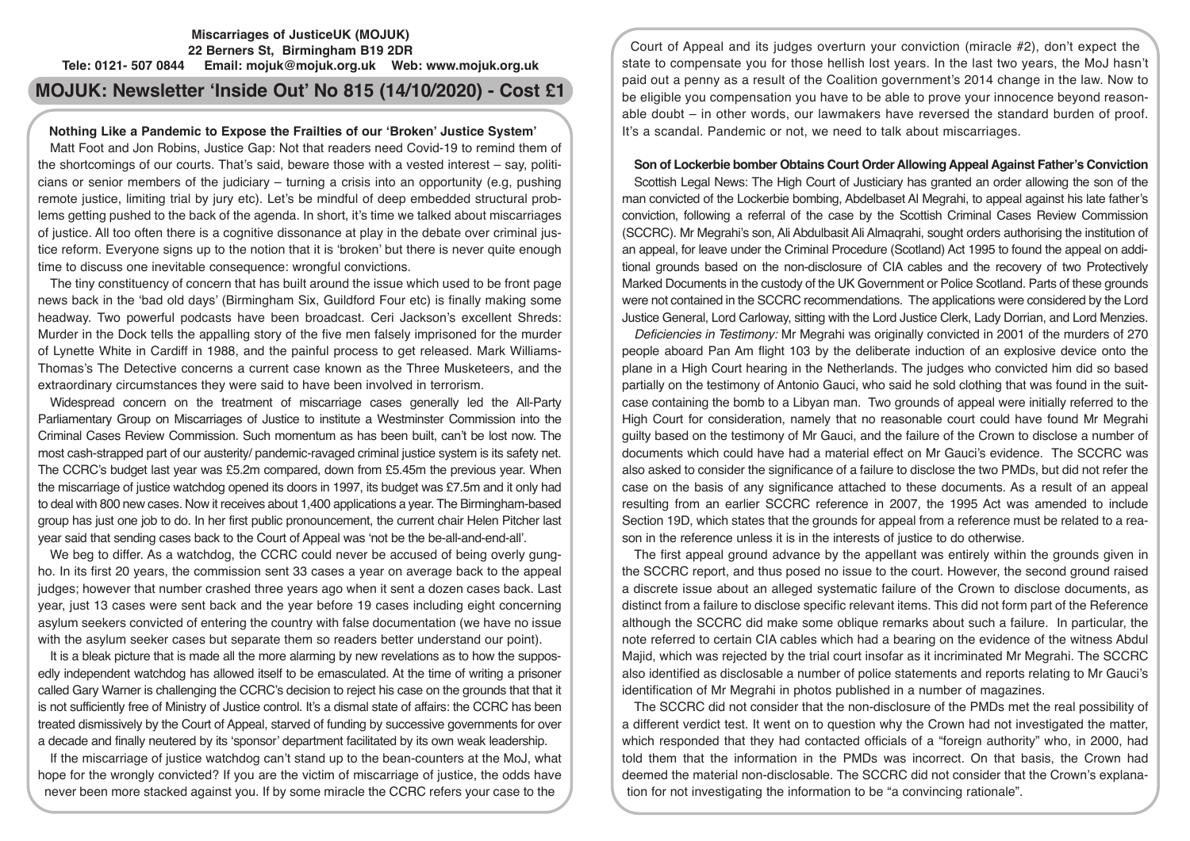**Miscarriages of JusticeUK (MOJUK)**
**22 Berners St, Birmingham B19 2DR**
**Tele: 0121- 507 0844 Email: mojuk@mojuk.org.uk Web: www.mojuk.org.uk**

# MOJUK: Newsletter 'Inside Out' No 815 (14/10/2020) - Cost £1

## Nothing Like a Pandemic to Expose the Frailties of our 'Broken' Justice System'

Matt Foot and Jon Robins, Justice Gap: Not that readers need Covid-19 to remind them of the shortcomings of our courts. That's said, beware those with a vested interest – say, politicians or senior members of the judiciary – turning a crisis into an opportunity (e.g, pushing remote justice, limiting trial by jury etc). Let's be mindful of deep embedded structural problems getting pushed to the back of the agenda. In short, it's time we talked about miscarriages of justice. All too often there is a cognitive dissonance at play in the debate over criminal justice reform. Everyone signs up to the notion that it is 'broken' but there is never quite enough time to discuss one inevitable consequence: wrongful convictions.

The tiny constituency of concern that has built around the issue which used to be front page news back in the 'bad old days' (Birmingham Six, Guildford Four etc) is finally making some headway. Two powerful podcasts have been broadcast. Ceri Jackson's excellent Shreds: Murder in the Dock tells the appalling story of the five men falsely imprisoned for the murder of Lynette White in Cardiff in 1988, and the painful process to get released. Mark Williams-Thomas's The Detective concerns a current case known as the Three Musketeers, and the extraordinary circumstances they were said to have been involved in terrorism.

Widespread concern on the treatment of miscarriage cases generally led the All-Party Parliamentary Group on Miscarriages of Justice to institute a Westminster Commission into the Criminal Cases Review Commission. Such momentum as has been built, can't be lost now. The most cash-strapped part of our austerity/ pandemic-ravaged criminal justice system is its safety net. The CCRC's budget last year was £5.2m compared, down from £5.45m the previous year. When the miscarriage of justice watchdog opened its doors in 1997, its budget was £7.5m and it only had to deal with 800 new cases. Now it receives about 1,400 applications a year. The Birmingham-based group has just one job to do. In her first public pronouncement, the current chair Helen Pitcher last year said that sending cases back to the Court of Appeal was 'not be the be-all-and-end-all'.

We beg to differ. As a watchdog, the CCRC could never be accused of being overly gung-ho. In its first 20 years, the commission sent 33 cases a year on average back to the appeal judges; however that number crashed three years ago when it sent a dozen cases back. Last year, just 13 cases were sent back and the year before 19 cases including eight concerning asylum seekers convicted of entering the country with false documentation (we have no issue with the asylum seeker cases but separate them so readers better understand our point).

It is a bleak picture that is made all the more alarming by new revelations as to how the supposedly independent watchdog has allowed itself to be emasculated. At the time of writing a prisoner called Gary Warner is challenging the CCRC's decision to reject his case on the grounds that that it is not sufficiently free of Ministry of Justice control. It's a dismal state of affairs: the CCRC has been treated dismissively by the Court of Appeal, starved of funding by successive governments for over a decade and finally neutered by its 'sponsor' department facilitated by its own weak leadership.

If the miscarriage of justice watchdog can't stand up to the bean-counters at the MoJ, what hope for the wrongly convicted? If you are the victim of miscarriage of justice, the odds have never been more stacked against you. If by some miracle the CCRC refers your case to the Court of Appeal and its judges overturn your conviction (miracle #2), don't expect the state to compensate you for those hellish lost years. In the last two years, the MoJ hasn't paid out a penny as a result of the Coalition government's 2014 change in the law. Now to be eligible you compensation you have to be able to prove your innocence beyond reasonable doubt – in other words, our lawmakers have reversed the standard burden of proof. It's a scandal. Pandemic or not, we need to talk about miscarriages.

## Son of Lockerbie bomber Obtains Court Order Allowing Appeal Against Father's Conviction

Scottish Legal News: The High Court of Justiciary has granted an order allowing the son of the man convicted of the Lockerbie bombing, Abdelbaset Al Megrahi, to appeal against his late father's conviction, following a referral of the case by the Scottish Criminal Cases Review Commission (SCCRC). Mr Megrahi's son, Ali Abdulbasit Ali Almaqrahi, sought orders authorising the institution of an appeal, for leave under the Criminal Procedure (Scotland) Act 1995 to found the appeal on additional grounds based on the non-disclosure of CIA cables and the recovery of two Protectively Marked Documents in the custody of the UK Government or Police Scotland. Parts of these grounds were not contained in the SCCRC recommendations. The applications were considered by the Lord Justice General, Lord Carloway, sitting with the Lord Justice Clerk, Lady Dorrian, and Lord Menzies.

*Deficiencies in Testimony:* Mr Megrahi was originally convicted in 2001 of the murders of 270 people aboard Pan Am flight 103 by the deliberate induction of an explosive device onto the plane in a High Court hearing in the Netherlands. The judges who convicted him did so based partially on the testimony of Antonio Gauci, who said he sold clothing that was found in the suitcase containing the bomb to a Libyan man. Two grounds of appeal were initially referred to the High Court for consideration, namely that no reasonable court could have found Mr Megrahi guilty based on the testimony of Mr Gauci, and the failure of the Crown to disclose a number of documents which could have had a material effect on Mr Gauci's evidence. The SCCRC was also asked to consider the significance of a failure to disclose the two PMDs, but did not refer the case on the basis of any significance attached to these documents. As a result of an appeal resulting from an earlier SCCRC reference in 2007, the 1995 Act was amended to include Section 19D, which states that the grounds for appeal from a reference must be related to a reason in the reference unless it is in the interests of justice to do otherwise.

The first appeal ground advance by the appellant was entirely within the grounds given in the SCCRC report, and thus posed no issue to the court. However, the second ground raised a discrete issue about an alleged systematic failure of the Crown to disclose documents, as distinct from a failure to disclose specific relevant items. This did not form part of the Reference although the SCCRC did make some oblique remarks about such a failure. In particular, the note referred to certain CIA cables which had a bearing on the evidence of the witness Abdul Majid, which was rejected by the trial court insofar as it incriminated Mr Megrahi. The SCCRC also identified as disclosable a number of police statements and reports relating to Mr Gauci's identification of Mr Megrahi in photos published in a number of magazines.

The SCCRC did not consider that the non-disclosure of the PMDs met the real possibility of a different verdict test. It went on to question why the Crown had not investigated the matter, which responded that they had contacted officials of a "foreign authority" who, in 2000, had told them that the information in the PMDs was incorrect. On that basis, the Crown had deemed the material non-disclosable. The SCCRC did not consider that the Crown's explanation for not investigating the information to be "a convincing rationale".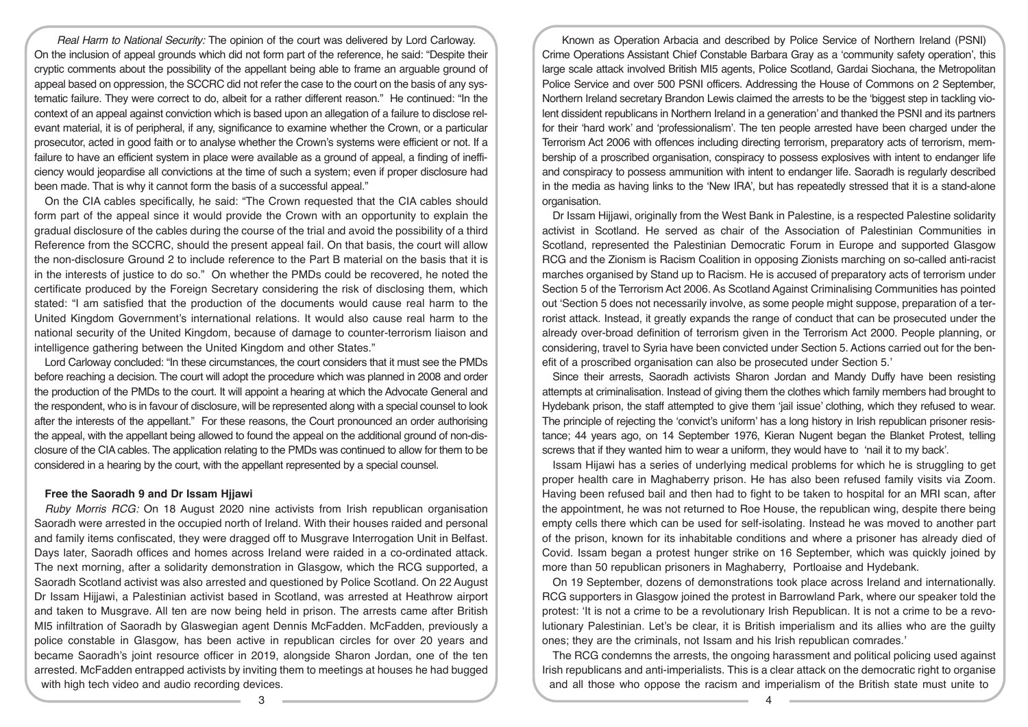*Real Harm to National Security:* The opinion of the court was delivered by Lord Carloway. On the inclusion of appeal grounds which did not form part of the reference, he said: "Despite their cryptic comments about the possibility of the appellant being able to frame an arguable ground of appeal based on oppression, the SCCRC did not refer the case to the court on the basis of any systematic failure. They were correct to do, albeit for a rather different reason." He continued: "In the context of an appeal against conviction which is based upon an allegation of a failure to disclose relevant material, it is of peripheral, if any, significance to examine whether the Crown, or a particular prosecutor, acted in good faith or to analyse whether the Crown's systems were efficient or not. If a failure to have an efficient system in place were available as a ground of appeal, a finding of inefficiency would jeopardise all convictions at the time of such a system; even if proper disclosure had been made. That is why it cannot form the basis of a successful appeal."

On the CIA cables specifically, he said: "The Crown requested that the CIA cables should form part of the appeal since it would provide the Crown with an opportunity to explain the gradual disclosure of the cables during the course of the trial and avoid the possibility of a third Reference from the SCCRC, should the present appeal fail. On that basis, the court will allow the non-disclosure Ground 2 to include reference to the Part B material on the basis that it is in the interests of justice to do so." On whether the PMDs could be recovered, he noted the certificate produced by the Foreign Secretary considering the risk of disclosing them, which stated: "I am satisfied that the production of the documents would cause real harm to the United Kingdom Government's international relations. It would also cause real harm to the national security of the United Kingdom, because of damage to counter-terrorism liaison and intelligence gathering between the United Kingdom and other States."

Lord Carloway concluded: "In these circumstances, the court considers that it must see the PMDs before reaching a decision. The court will adopt the procedure which was planned in 2008 and order the production of the PMDs to the court. It will appoint a hearing at which the Advocate General and the respondent, who is in favour of disclosure, will be represented along with a special counsel to look after the interests of the appellant." For these reasons, the Court pronounced an order authorising the appeal, with the appellant being allowed to found the appeal on the additional ground of non-disclosure of the CIA cables. The application relating to the PMDs was continued to allow for them to be considered in a hearing by the court, with the appellant represented by a special counsel.

## Free the Saoradh 9 and Dr Issam Hjjawi

*Ruby Morris RCG:* On 18 August 2020 nine activists from Irish republican organisation Saoradh were arrested in the occupied north of Ireland. With their houses raided and personal and family items confiscated, they were dragged off to Musgrave Interrogation Unit in Belfast. Days later, Saoradh offices and homes across Ireland were raided in a co-ordinated attack. The next morning, after a solidarity demonstration in Glasgow, which the RCG supported, a Saoradh Scotland activist was also arrested and questioned by Police Scotland. On 22 August Dr Issam Hijjawi, a Palestinian activist based in Scotland, was arrested at Heathrow airport and taken to Musgrove. All ten are now being held in prison. The arrests came after British MI5 infiltration of Saoradh by Glaswegian agent Dennis McFadden. McFadden, previously a police constable in Glasgow, has been active in republican circles for over 20 years and became Saoradh's joint resource officer in 2019, alongside Sharon Jordan, one of the ten arrested. McFadden entrapped activists by inviting them to meetings at houses he had bugged with high tech video and audio recording devices.

Known as Operation Arbacia and described by Police Service of Northern Ireland (PSNI) Crime Operations Assistant Chief Constable Barbara Gray as a 'community safety operation', this large scale attack involved British MI5 agents, Police Scotland, Gardai Siochana, the Metropolitan Police Service and over 500 PSNI officers. Addressing the House of Commons on 2 September, Northern Ireland secretary Brandon Lewis claimed the arrests to be the 'biggest step in tackling violent dissident republicans in Northern Ireland in a generation' and thanked the PSNI and its partners for their 'hard work' and 'professionalism'. The ten people arrested have been charged under the Terrorism Act 2006 with offences including directing terrorism, preparatory acts of terrorism, membership of a proscribed organisation, conspiracy to possess explosives with intent to endanger life and conspiracy to possess ammunition with intent to endanger life. Saoradh is regularly described in the media as having links to the 'New IRA', but has repeatedly stressed that it is a stand-alone organisation.

Dr Issam Hijjawi, originally from the West Bank in Palestine, is a respected Palestine solidarity activist in Scotland. He served as chair of the Association of Palestinian Communities in Scotland, represented the Palestinian Democratic Forum in Europe and supported Glasgow RCG and the Zionism is Racism Coalition in opposing Zionists marching on so-called anti-racist marches organised by Stand up to Racism. He is accused of preparatory acts of terrorism under Section 5 of the Terrorism Act 2006. As Scotland Against Criminalising Communities has pointed out 'Section 5 does not necessarily involve, as some people might suppose, preparation of a terrorist attack. Instead, it greatly expands the range of conduct that can be prosecuted under the already over-broad definition of terrorism given in the Terrorism Act 2000. People planning, or considering, travel to Syria have been convicted under Section 5. Actions carried out for the benefit of a proscribed organisation can also be prosecuted under Section 5.'

Since their arrests, Saoradh activists Sharon Jordan and Mandy Duffy have been resisting attempts at criminalisation. Instead of giving them the clothes which family members had brought to Hydebank prison, the staff attempted to give them 'jail issue' clothing, which they refused to wear. The principle of rejecting the 'convict's uniform' has a long history in Irish republican prisoner resistance; 44 years ago, on 14 September 1976, Kieran Nugent began the Blanket Protest, telling screws that if they wanted him to wear a uniform, they would have to 'nail it to my back'.

Issam Hijawi has a series of underlying medical problems for which he is struggling to get proper health care in Maghaberry prison. He has also been refused family visits via Zoom. Having been refused bail and then had to fight to be taken to hospital for an MRI scan, after the appointment, he was not returned to Roe House, the republican wing, despite there being empty cells there which can be used for self-isolating. Instead he was moved to another part of the prison, known for its inhabitable conditions and where a prisoner has already died of Covid. Issam began a protest hunger strike on 16 September, which was quickly joined by more than 50 republican prisoners in Maghaberry, Portloaise and Hydebank.

On 19 September, dozens of demonstrations took place across Ireland and internationally. RCG supporters in Glasgow joined the protest in Barrowland Park, where our speaker told the protest: 'It is not a crime to be a revolutionary Irish Republican. It is not a crime to be a revolutionary Palestinian. Let's be clear, it is British imperialism and its allies who are the guilty ones; they are the criminals, not Issam and his Irish republican comrades.'

The RCG condemns the arrests, the ongoing harassment and political policing used against Irish republicans and anti-imperialists. This is a clear attack on the democratic right to organise and all those who oppose the racism and imperialism of the British state must unite to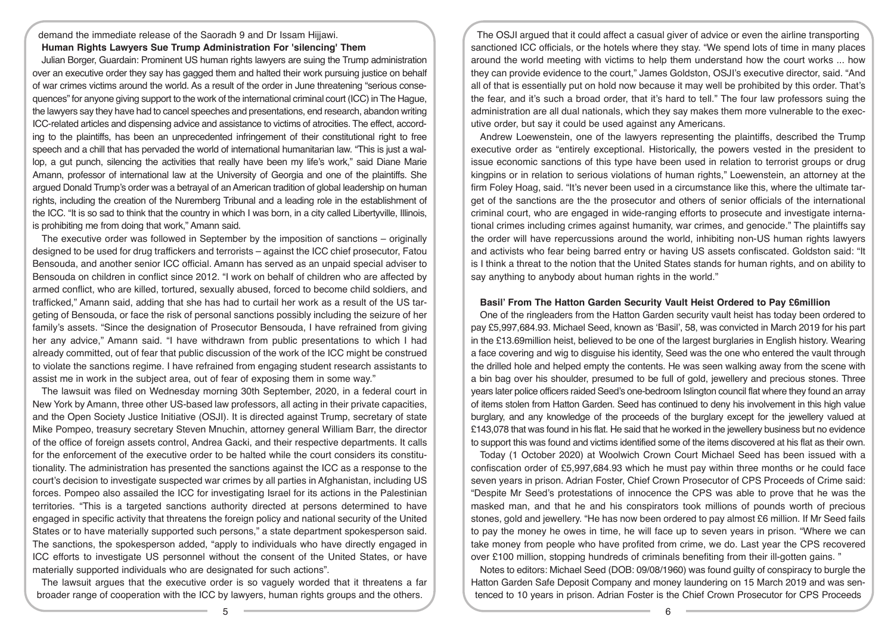demand the immediate release of the Saoradh 9 and Dr Issam Hijjawi.

**Human Rights Lawyers Sue Trump Administration For 'silencing' Them**

Julian Borger, Guardain: Prominent US human rights lawyers are suing the Trump administration over an executive order they say has gagged them and halted their work pursuing justice on behalf of war crimes victims around the world. As a result of the order in June threatening "serious consequences" for anyone giving support to the work of the international criminal court (ICC) in The Hague, the lawyers say they have had to cancel speeches and presentations, end research, abandon writing ICC-related articles and dispensing advice and assistance to victims of atrocities. The effect, according to the plaintiffs, has been an unprecedented infringement of their constitutional right to free speech and a chill that has pervaded the world of international humanitarian law. "This is just a wallop, a gut punch, silencing the activities that really have been my life's work," said Diane Marie Amann, professor of international law at the University of Georgia and one of the plaintiffs. She argued Donald Trump's order was a betrayal of an American tradition of global leadership on human rights, including the creation of the Nuremberg Tribunal and a leading role in the establishment of the ICC. "It is so sad to think that the country in which I was born, in a city called Libertyville, Illinois, is prohibiting me from doing that work," Amann said.

The executive order was followed in September by the imposition of sanctions – originally designed to be used for drug traffickers and terrorists – against the ICC chief prosecutor, Fatou Bensouda, and another senior ICC official. Amann has served as an unpaid special adviser to Bensouda on children in conflict since 2012. "I work on behalf of children who are affected by armed conflict, who are killed, tortured, sexually abused, forced to become child soldiers, and trafficked," Amann said, adding that she has had to curtail her work as a result of the US targeting of Bensouda, or face the risk of personal sanctions possibly including the seizure of her family's assets. "Since the designation of Prosecutor Bensouda, I have refrained from giving her any advice," Amann said. "I have withdrawn from public presentations to which I had already committed, out of fear that public discussion of the work of the ICC might be construed to violate the sanctions regime. I have refrained from engaging student research assistants to assist me in work in the subject area, out of fear of exposing them in some way."

The lawsuit was filed on Wednesday morning 30th September, 2020, in a federal court in New York by Amann, three other US-based law professors, all acting in their private capacities, and the Open Society Justice Initiative (OSJI). It is directed against Trump, secretary of state Mike Pompeo, treasury secretary Steven Mnuchin, attorney general William Barr, the director of the office of foreign assets control, Andrea Gacki, and their respective departments. It calls for the enforcement of the executive order to be halted while the court considers its constitutionality. The administration has presented the sanctions against the ICC as a response to the court's decision to investigate suspected war crimes by all parties in Afghanistan, including US forces. Pompeo also assailed the ICC for investigating Israel for its actions in the Palestinian territories. "This is a targeted sanctions authority directed at persons determined to have engaged in specific activity that threatens the foreign policy and national security of the United States or to have materially supported such persons," a state department spokesperson said. The sanctions, the spokesperson added, "apply to individuals who have directly engaged in ICC efforts to investigate US personnel without the consent of the United States, or have materially supported individuals who are designated for such actions".

The lawsuit argues that the executive order is so vaguely worded that it threatens a far broader range of cooperation with the ICC by lawyers, human rights groups and the others. The OSJI argued that it could affect a casual giver of advice or even the airline transporting sanctioned ICC officials, or the hotels where they stay. "We spend lots of time in many places around the world meeting with victims to help them understand how the court works ... how they can provide evidence to the court," James Goldston, OSJI's executive director, said. "And all of that is essentially put on hold now because it may well be prohibited by this order. That's the fear, and it's such a broad order, that it's hard to tell." The four law professors suing the administration are all dual nationals, which they say makes them more vulnerable to the executive order, but say it could be used against any Americans.

Andrew Loewenstein, one of the lawyers representing the plaintiffs, described the Trump executive order as "entirely exceptional. Historically, the powers vested in the president to issue economic sanctions of this type have been used in relation to terrorist groups or drug kingpins or in relation to serious violations of human rights," Loewenstein, an attorney at the firm Foley Hoag, said. "It's never been used in a circumstance like this, where the ultimate target of the sanctions are the the prosecutor and others of senior officials of the international criminal court, who are engaged in wide-ranging efforts to prosecute and investigate international crimes including crimes against humanity, war crimes, and genocide." The plaintiffs say the order will have repercussions around the world, inhibiting non-US human rights lawyers and activists who fear being barred entry or having US assets confiscated. Goldston said: "It is I think a threat to the notion that the United States stands for human rights, and on ability to say anything to anybody about human rights in the world."

**Basil' From The Hatton Garden Security Vault Heist Ordered to Pay £6million**

One of the ringleaders from the Hatton Garden security vault heist has today been ordered to pay £5,997,684.93. Michael Seed, known as 'Basil', 58, was convicted in March 2019 for his part in the £13.69million heist, believed to be one of the largest burglaries in English history. Wearing a face covering and wig to disguise his identity, Seed was the one who entered the vault through the drilled hole and helped empty the contents. He was seen walking away from the scene with a bin bag over his shoulder, presumed to be full of gold, jewellery and precious stones. Three years later police officers raided Seed's one-bedroom Islington council flat where they found an array of items stolen from Hatton Garden. Seed has continued to deny his involvement in this high value burglary, and any knowledge of the proceeds of the burglary except for the jewellery valued at £143,078 that was found in his flat. He said that he worked in the jewellery business but no evidence to support this was found and victims identified some of the items discovered at his flat as their own.

Today (1 October 2020) at Woolwich Crown Court Michael Seed has been issued with a confiscation order of £5,997,684.93 which he must pay within three months or he could face seven years in prison. Adrian Foster, Chief Crown Prosecutor of CPS Proceeds of Crime said: "Despite Mr Seed's protestations of innocence the CPS was able to prove that he was the masked man, and that he and his conspirators took millions of pounds worth of precious stones, gold and jewellery. "He has now been ordered to pay almost £6 million. If Mr Seed fails to pay the money he owes in time, he will face up to seven years in prison. "Where we can take money from people who have profited from crime, we do. Last year the CPS recovered over £100 million, stopping hundreds of criminals benefiting from their ill-gotten gains. "

Notes to editors: Michael Seed (DOB: 09/08/1960) was found guilty of conspiracy to burgle the Hatton Garden Safe Deposit Company and money laundering on 15 March 2019 and was sentenced to 10 years in prison. Adrian Foster is the Chief Crown Prosecutor for CPS Proceeds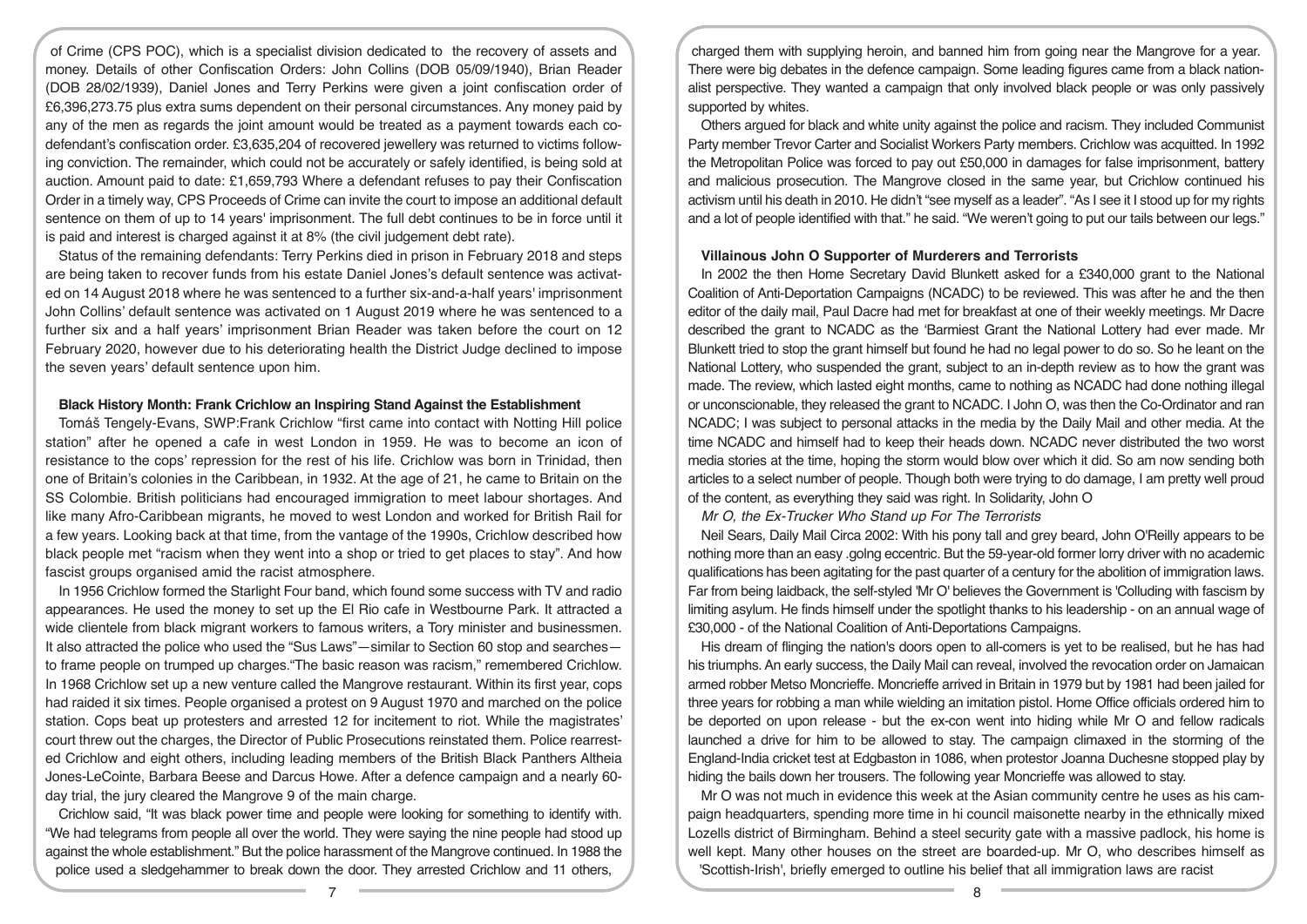of Crime (CPS POC), which is a specialist division dedicated to the recovery of assets and money. Details of other Confiscation Orders: John Collins (DOB 05/09/1940), Brian Reader (DOB 28/02/1939), Daniel Jones and Terry Perkins were given a joint confiscation order of £6,396,273.75 plus extra sums dependent on their personal circumstances. Any money paid by any of the men as regards the joint amount would be treated as a payment towards each co-defendant's confiscation order. £3,635,204 of recovered jewellery was returned to victims following conviction. The remainder, which could not be accurately or safely identified, is being sold at auction. Amount paid to date: £1,659,793 Where a defendant refuses to pay their Confiscation Order in a timely way, CPS Proceeds of Crime can invite the court to impose an additional default sentence on them of up to 14 years' imprisonment. The full debt continues to be in force until it is paid and interest is charged against it at 8% (the civil judgement debt rate).

Status of the remaining defendants: Terry Perkins died in prison in February 2018 and steps are being taken to recover funds from his estate Daniel Jones's default sentence was activated on 14 August 2018 where he was sentenced to a further six-and-a-half years' imprisonment John Collins' default sentence was activated on 1 August 2019 where he was sentenced to a further six and a half years' imprisonment Brian Reader was taken before the court on 12 February 2020, however due to his deteriorating health the District Judge declined to impose the seven years' default sentence upon him.

**Black History Month: Frank Crichlow an Inspiring Stand Against the Establishment**

Tomáš Tengely-Evans, SWP:Frank Crichlow "first came into contact with Notting Hill police station" after he opened a cafe in west London in 1959. He was to become an icon of resistance to the cops' repression for the rest of his life. Crichlow was born in Trinidad, then one of Britain's colonies in the Caribbean, in 1932. At the age of 21, he came to Britain on the SS Colombie. British politicians had encouraged immigration to meet labour shortages. And like many Afro-Caribbean migrants, he moved to west London and worked for British Rail for a few years. Looking back at that time, from the vantage of the 1990s, Crichlow described how black people met "racism when they went into a shop or tried to get places to stay". And how fascist groups organised amid the racist atmosphere.

In 1956 Crichlow formed the Starlight Four band, which found some success with TV and radio appearances. He used the money to set up the El Rio cafe in Westbourne Park. It attracted a wide clientele from black migrant workers to famous writers, a Tory minister and businessmen. It also attracted the police who used the "Sus Laws"—similar to Section 60 stop and searches—to frame people on trumped up charges."The basic reason was racism," remembered Crichlow. In 1968 Crichlow set up a new venture called the Mangrove restaurant. Within its first year, cops had raided it six times. People organised a protest on 9 August 1970 and marched on the police station. Cops beat up protesters and arrested 12 for incitement to riot. While the magistrates' court threw out the charges, the Director of Public Prosecutions reinstated them. Police rearrested Crichlow and eight others, including leading members of the British Black Panthers Altheia Jones-LeCointe, Barbara Beese and Darcus Howe. After a defence campaign and a nearly 60-day trial, the jury cleared the Mangrove 9 of the main charge.

Crichlow said, "It was black power time and people were looking for something to identify with. "We had telegrams from people all over the world. They were saying the nine people had stood up against the whole establishment." But the police harassment of the Mangrove continued. In 1988 the police used a sledgehammer to break down the door. They arrested Crichlow and 11 others, charged them with supplying heroin, and banned him from going near the Mangrove for a year. There were big debates in the defence campaign. Some leading figures came from a black nationalist perspective. They wanted a campaign that only involved black people or was only passively supported by whites.

Others argued for black and white unity against the police and racism. They included Communist Party member Trevor Carter and Socialist Workers Party members. Crichlow was acquitted. In 1992 the Metropolitan Police was forced to pay out £50,000 in damages for false imprisonment, battery and malicious prosecution. The Mangrove closed in the same year, but Crichlow continued his activism until his death in 2010. He didn't "see myself as a leader". "As I see it I stood up for my rights and a lot of people identified with that." he said. "We weren't going to put our tails between our legs."

**Villainous John O Supporter of Murderers and Terrorists**

In 2002 the then Home Secretary David Blunkett asked for a £340,000 grant to the National Coalition of Anti-Deportation Campaigns (NCADC) to be reviewed. This was after he and the then editor of the daily mail, Paul Dacre had met for breakfast at one of their weekly meetings. Mr Dacre described the grant to NCADC as the 'Barmiest Grant the National Lottery had ever made. Mr Blunkett tried to stop the grant himself but found he had no legal power to do so. So he leant on the National Lottery, who suspended the grant, subject to an in-depth review as to how the grant was made. The review, which lasted eight months, came to nothing as NCADC had done nothing illegal or unconscionable, they released the grant to NCADC. I John O, was then the Co-Ordinator and ran NCADC; I was subject to personal attacks in the media by the Daily Mail and other media. At the time NCADC and himself had to keep their heads down. NCADC never distributed the two worst media stories at the time, hoping the storm would blow over which it did. So am now sending both articles to a select number of people. Though both were trying to do damage, I am pretty well proud of the content, as everything they said was right. In Solidarity, John O

*Mr O, the Ex-Trucker Who Stand up For The Terrorists*

Neil Sears, Daily Mail Circa 2002: With his pony tall and grey beard, John O'Reilly appears to be nothing more than an easy .golng eccentric. But the 59-year-old former lorry driver with no academic qualifications has been agitating for the past quarter of a century for the abolition of immigration laws. Far from being laidback, the self-styled 'Mr O' believes the Government is 'Colluding with fascism by limiting asylum. He finds himself under the spotlight thanks to his leadership - on an annual wage of £30,000 - of the National Coalition of Anti-Deportations Campaigns.

His dream of flinging the nation's doors open to all-comers is yet to be realised, but he has had his triumphs. An early success, the Daily Mail can reveal, involved the revocation order on Jamaican armed robber Metso Moncrieffe. Moncrieffe arrived in Britain in 1979 but by 1981 had been jailed for three years for robbing a man while wielding an imitation pistol. Home Office officials ordered him to be deported on upon release - but the ex-con went into hiding while Mr O and fellow radicals launched a drive for him to be allowed to stay. The campaign climaxed in the storming of the England-India cricket test at Edgbaston in 1086, when protestor Joanna Duchesne stopped play by hiding the bails down her trousers. The following year Moncrieffe was allowed to stay.

Mr O was not much in evidence this week at the Asian community centre he uses as his campaign headquarters, spending more time in hi council maisonette nearby in the ethnically mixed Lozells district of Birmingham. Behind a steel security gate with a massive padlock, his home is well kept. Many other houses on the street are boarded-up. Mr O, who describes himself as 'Scottish-Irish', briefly emerged to outline his belief that all immigration laws are racist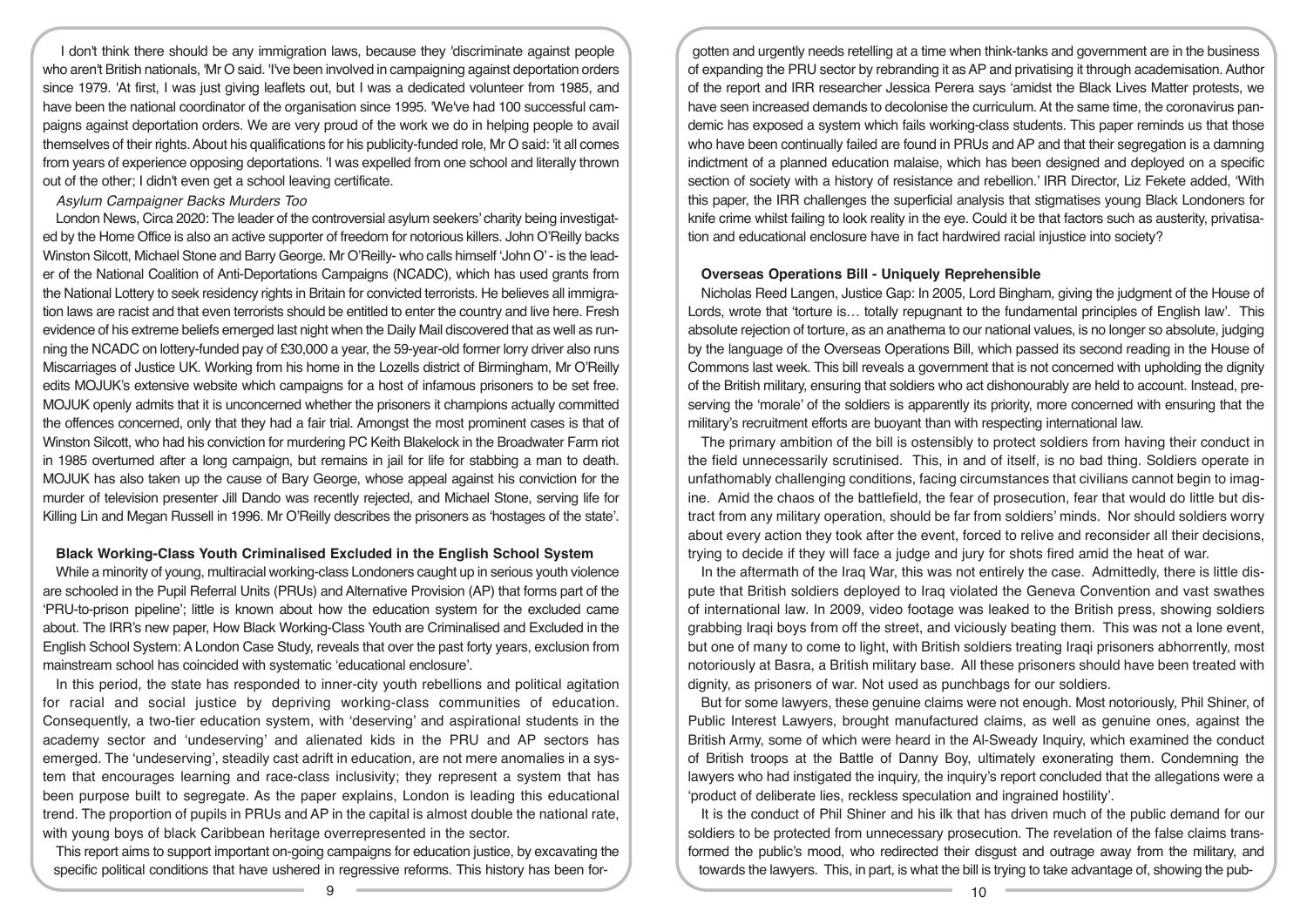I don't think there should be any immigration laws, because they 'discriminate against people who aren't British nationals, 'Mr O said. 'I've been involved in campaigning against deportation orders since 1979. 'At first, I was just giving leaflets out, but I was a dedicated volunteer from 1985, and have been the national coordinator of the organisation since 1995. 'We've had 100 successful campaigns against deportation orders. We are very proud of the work we do in helping people to avail themselves of their rights. About his qualifications for his publicity-funded role, Mr O said: 'it all comes from years of experience opposing deportations. 'I was expelled from one school and literally thrown out of the other; I didn't even get a school leaving certificate.

*Asylum Campaigner Backs Murders Too*

London News, Circa 2020: The leader of the controversial asylum seekers' charity being investigated by the Home Office is also an active supporter of freedom for notorious killers. John O'Reilly backs Winston Silcott, Michael Stone and Barry George. Mr O'Reilly- who calls himself 'John O' - is the leader of the National Coalition of Anti-Deportations Campaigns (NCADC), which has used grants from the National Lottery to seek residency rights in Britain for convicted terrorists. He believes all immigration laws are racist and that even terrorists should be entitled to enter the country and live here. Fresh evidence of his extreme beliefs emerged last night when the Daily Mail discovered that as well as running the NCADC on lottery-funded pay of £30,000 a year, the 59-year-old former lorry driver also runs Miscarriages of Justice UK. Working from his home in the Lozells district of Birmingham, Mr O'Reilly edits MOJUK's extensive website which campaigns for a host of infamous prisoners to be set free. MOJUK openly admits that it is unconcerned whether the prisoners it champions actually committed the offences concerned, only that they had a fair trial. Amongst the most prominent cases is that of Winston Silcott, who had his conviction for murdering PC Keith Blakelock in the Broadwater Farm riot in 1985 overturned after a long campaign, but remains in jail for life for stabbing a man to death. MOJUK has also taken up the cause of Bary George, whose appeal against his conviction for the murder of television presenter Jill Dando was recently rejected, and Michael Stone, serving life for Killing Lin and Megan Russell in 1996. Mr O'Reilly describes the prisoners as 'hostages of the state'.

## Black Working-Class Youth Criminalised Excluded in the English School System

While a minority of young, multiracial working-class Londoners caught up in serious youth violence are schooled in the Pupil Referral Units (PRUs) and Alternative Provision (AP) that forms part of the 'PRU-to-prison pipeline'; little is known about how the education system for the excluded came about. The IRR's new paper, How Black Working-Class Youth are Criminalised and Excluded in the English School System: A London Case Study, reveals that over the past forty years, exclusion from mainstream school has coincided with systematic 'educational enclosure'.

In this period, the state has responded to inner-city youth rebellions and political agitation for racial and social justice by depriving working-class communities of education. Consequently, a two-tier education system, with 'deserving' and aspirational students in the academy sector and 'undeserving' and alienated kids in the PRU and AP sectors has emerged. The 'undeserving', steadily cast adrift in education, are not mere anomalies in a system that encourages learning and race-class inclusivity; they represent a system that has been purpose built to segregate. As the paper explains, London is leading this educational trend. The proportion of pupils in PRUs and AP in the capital is almost double the national rate, with young boys of black Caribbean heritage overrepresented in the sector.

This report aims to support important on-going campaigns for education justice, by excavating the specific political conditions that have ushered in regressive reforms. This history has been forgotten and urgently needs retelling at a time when think-tanks and government are in the business of expanding the PRU sector by rebranding it as AP and privatising it through academisation. Author of the report and IRR researcher Jessica Perera says 'amidst the Black Lives Matter protests, we have seen increased demands to decolonise the curriculum. At the same time, the coronavirus pandemic has exposed a system which fails working-class students. This paper reminds us that those who have been continually failed are found in PRUs and AP and that their segregation is a damning indictment of a planned education malaise, which has been designed and deployed on a specific section of society with a history of resistance and rebellion.' IRR Director, Liz Fekete added, 'With this paper, the IRR challenges the superficial analysis that stigmatises young Black Londoners for knife crime whilst failing to look reality in the eye. Could it be that factors such as austerity, privatisation and educational enclosure have in fact hardwired racial injustice into society?

## Overseas Operations Bill - Uniquely Reprehensible

Nicholas Reed Langen, Justice Gap: In 2005, Lord Bingham, giving the judgment of the House of Lords, wrote that 'torture is… totally repugnant to the fundamental principles of English law'. This absolute rejection of torture, as an anathema to our national values, is no longer so absolute, judging by the language of the Overseas Operations Bill, which passed its second reading in the House of Commons last week. This bill reveals a government that is not concerned with upholding the dignity of the British military, ensuring that soldiers who act dishonourably are held to account. Instead, preserving the 'morale' of the soldiers is apparently its priority, more concerned with ensuring that the military's recruitment efforts are buoyant than with respecting international law.

The primary ambition of the bill is ostensibly to protect soldiers from having their conduct in the field unnecessarily scrutinised. This, in and of itself, is no bad thing. Soldiers operate in unfathomably challenging conditions, facing circumstances that civilians cannot begin to imagine. Amid the chaos of the battlefield, the fear of prosecution, fear that would do little but distract from any military operation, should be far from soldiers' minds. Nor should soldiers worry about every action they took after the event, forced to relive and reconsider all their decisions, trying to decide if they will face a judge and jury for shots fired amid the heat of war.

In the aftermath of the Iraq War, this was not entirely the case. Admittedly, there is little dispute that British soldiers deployed to Iraq violated the Geneva Convention and vast swathes of international law. In 2009, video footage was leaked to the British press, showing soldiers grabbing Iraqi boys from off the street, and viciously beating them. This was not a lone event, but one of many to come to light, with British soldiers treating Iraqi prisoners abhorrently, most notoriously at Basra, a British military base. All these prisoners should have been treated with dignity, as prisoners of war. Not used as punchbags for our soldiers.

But for some lawyers, these genuine claims were not enough. Most notoriously, Phil Shiner, of Public Interest Lawyers, brought manufactured claims, as well as genuine ones, against the British Army, some of which were heard in the Al-Sweady Inquiry, which examined the conduct of British troops at the Battle of Danny Boy, ultimately exonerating them. Condemning the lawyers who had instigated the inquiry, the inquiry's report concluded that the allegations were a 'product of deliberate lies, reckless speculation and ingrained hostility'.

It is the conduct of Phil Shiner and his ilk that has driven much of the public demand for our soldiers to be protected from unnecessary prosecution. The revelation of the false claims transformed the public's mood, who redirected their disgust and outrage away from the military, and towards the lawyers. This, in part, is what the bill is trying to take advantage of, showing the pub-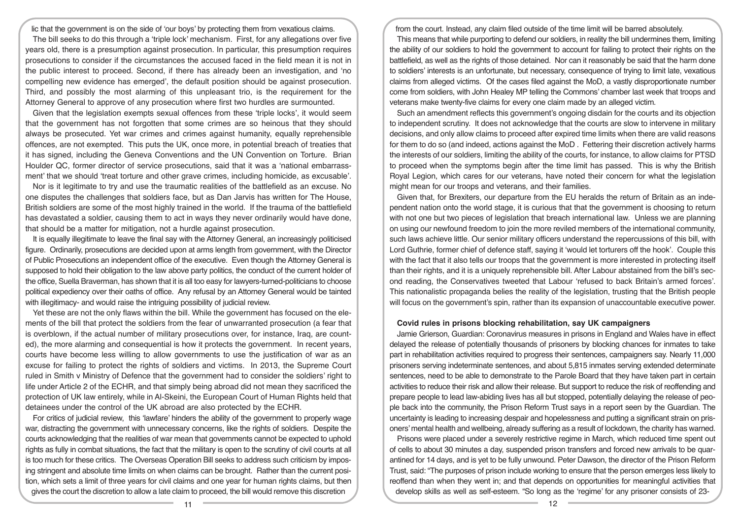lic that the government is on the side of 'our boys' by protecting them from vexatious claims.

The bill seeks to do this through a 'triple lock' mechanism. First, for any allegations over five years old, there is a presumption against prosecution. In particular, this presumption requires prosecutions to consider if the circumstances the accused faced in the field mean it is not in the public interest to proceed. Second, if there has already been an investigation, and 'no compelling new evidence has emerged', the default position should be against prosecution. Third, and possibly the most alarming of this unpleasant trio, is the requirement for the Attorney General to approve of any prosecution where first two hurdles are surmounted.

Given that the legislation exempts sexual offences from these 'triple locks', it would seem that the government has not forgotten that some crimes are so heinous that they should always be prosecuted. Yet war crimes and crimes against humanity, equally reprehensible offences, are not exempted. This puts the UK, once more, in potential breach of treaties that it has signed, including the Geneva Conventions and the UN Convention on Torture. Brian Houlder QC, former director of service prosecutions, said that it was a 'national embarrassment' that we should 'treat torture and other grave crimes, including homicide, as excusable'.

Nor is it legitimate to try and use the traumatic realities of the battlefield as an excuse. No one disputes the challenges that soldiers face, but as Dan Jarvis has written for The House, British soldiers are some of the most highly trained in the world. If the trauma of the battlefield has devastated a soldier, causing them to act in ways they never ordinarily would have done, that should be a matter for mitigation, not a hurdle against prosecution.

It is equally illegitimate to leave the final say with the Attorney General, an increasingly politicised figure. Ordinarily, prosecutions are decided upon at arms length from government, with the Director of Public Prosecutions an independent office of the executive. Even though the Attorney General is supposed to hold their obligation to the law above party politics, the conduct of the current holder of the office, Suella Braverman, has shown that it is all too easy for lawyers-turned-politicians to choose political expediency over their oaths of office. Any refusal by an Attorney General would be tainted with illegitimacy- and would raise the intriguing possibility of judicial review.

Yet these are not the only flaws within the bill. While the government has focused on the elements of the bill that protect the soldiers from the fear of unwarranted prosecution (a fear that is overblown, if the actual number of military prosecutions over, for instance, Iraq, are counted), the more alarming and consequential is how it protects the government. In recent years, courts have become less willing to allow governments to use the justification of war as an excuse for failing to protect the rights of soldiers and victims. In 2013, the Supreme Court ruled in Smith v Ministry of Defence that the government had to consider the soldiers' right to life under Article 2 of the ECHR, and that simply being abroad did not mean they sacrificed the protection of UK law entirely, while in Al-Skeini, the European Court of Human Rights held that detainees under the control of the UK abroad are also protected by the ECHR.

For critics of judicial review, this 'lawfare' hinders the ability of the government to properly wage war, distracting the government with unnecessary concerns, like the rights of soldiers. Despite the courts acknowledging that the realities of war mean that governments cannot be expected to uphold rights as fully in combat situations, the fact that the military is open to the scrutiny of civil courts at all is too much for these critics. The Overseas Operation Bill seeks to address such criticism by imposing stringent and absolute time limits on when claims can be brought. Rather than the current position, which sets a limit of three years for civil claims and one year for human rights claims, but then gives the court the discretion to allow a late claim to proceed, the bill would remove this discretion from the court. Instead, any claim filed outside of the time limit will be barred absolutely.

This means that while purporting to defend our soldiers, in reality the bill undermines them, limiting the ability of our soldiers to hold the government to account for failing to protect their rights on the battlefield, as well as the rights of those detained. Nor can it reasonably be said that the harm done to soldiers' interests is an unfortunate, but necessary, consequence of trying to limit late, vexatious claims from alleged victims. Of the cases filed against the MoD, a vastly disproportionate number come from soldiers, with John Healey MP telling the Commons' chamber last week that troops and veterans make twenty-five claims for every one claim made by an alleged victim.

Such an amendment reflects this government's ongoing disdain for the courts and its objection to independent scrutiny. It does not acknowledge that the courts are slow to intervene in military decisions, and only allow claims to proceed after expired time limits when there are valid reasons for them to do so (and indeed, actions against the MoD . Fettering their discretion actively harms the interests of our soldiers, limiting the ability of the courts, for instance, to allow claims for PTSD to proceed when the symptoms begin after the time limit has passed. This is why the British Royal Legion, which cares for our veterans, have noted their concern for what the legislation might mean for our troops and veterans, and their families.

Given that, for Brexiters, our departure from the EU heralds the return of Britain as an independent nation onto the world stage, it is curious that that the government is choosing to return with not one but two pieces of legislation that breach international law. Unless we are planning on using our newfound freedom to join the more reviled members of the international community, such laws achieve little. Our senior military officers understand the repercussions of this bill, with Lord Guthrie, former chief of defence staff, saying it 'would let torturers off the hook'. Couple this with the fact that it also tells our troops that the government is more interested in protecting itself than their rights, and it is a uniquely reprehensible bill. After Labour abstained from the bill's second reading, the Conservatives tweeted that Labour 'refused to back Britain's armed forces'. This nationalistic propaganda belies the reality of the legislation, trusting that the British people will focus on the government's spin, rather than its expansion of unaccountable executive power.

### Covid rules in prisons blocking rehabilitation, say UK campaigners

Jamie Grierson, Guardian: Coronavirus measures in prisons in England and Wales have in effect delayed the release of potentially thousands of prisoners by blocking chances for inmates to take part in rehabilitation activities required to progress their sentences, campaigners say. Nearly 11,000 prisoners serving indeterminate sentences, and about 5,815 inmates serving extended determinate sentences, need to be able to demonstrate to the Parole Board that they have taken part in certain activities to reduce their risk and allow their release. But support to reduce the risk of reoffending and prepare people to lead law-abiding lives has all but stopped, potentially delaying the release of people back into the community, the Prison Reform Trust says in a report seen by the Guardian. The uncertainty is leading to increasing despair and hopelessness and putting a significant strain on prisoners' mental health and wellbeing, already suffering as a result of lockdown, the charity has warned.

Prisons were placed under a severely restrictive regime in March, which reduced time spent out of cells to about 30 minutes a day, suspended prison transfers and forced new arrivals to be quarantined for 14 days, and is yet to be fully unwound. Peter Dawson, the director of the Prison Reform Trust, said: "The purposes of prison include working to ensure that the person emerges less likely to reoffend than when they went in; and that depends on opportunities for meaningful activities that develop skills as well as self-esteem. "So long as the 'regime' for any prisoner consists of 23-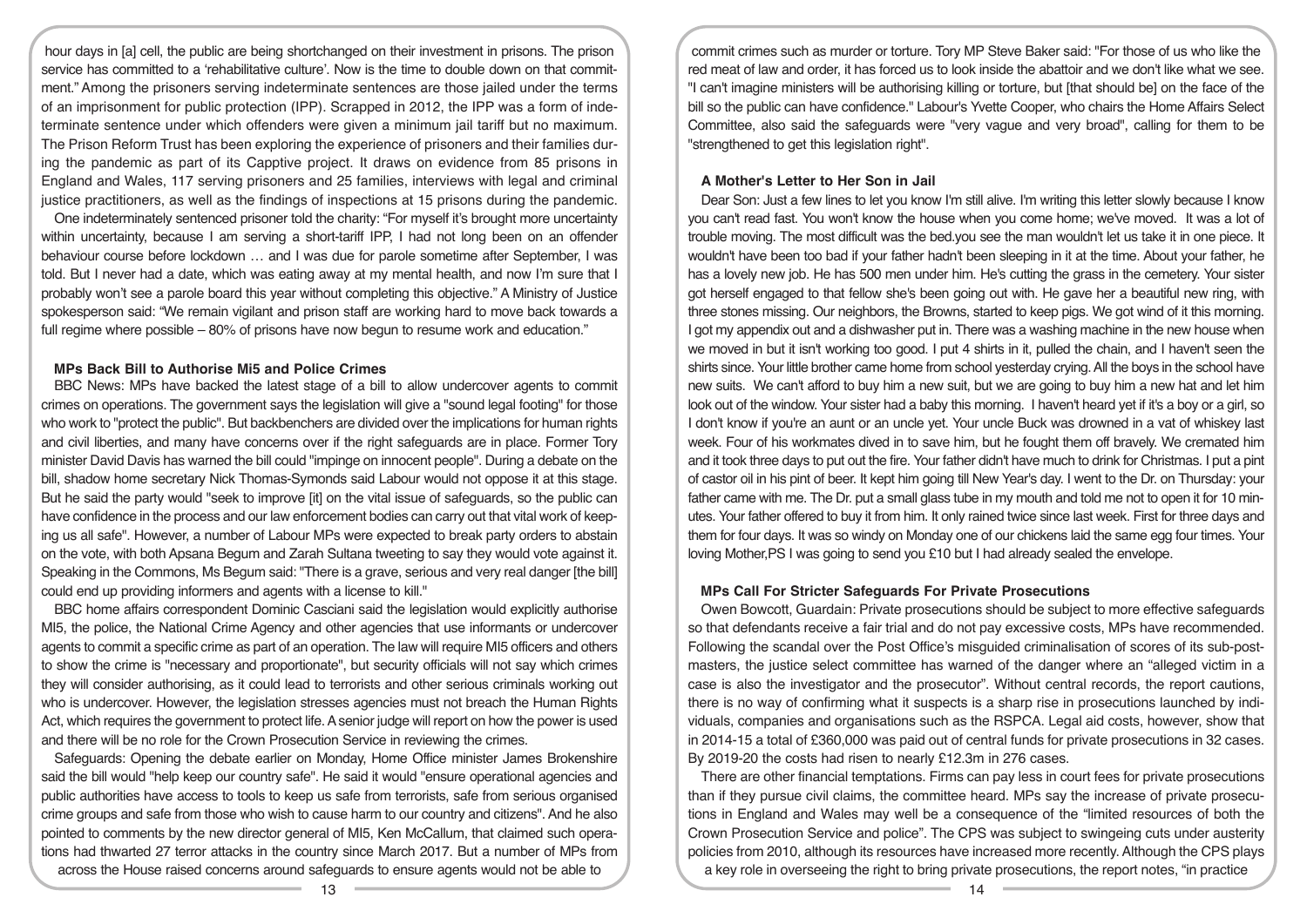hour days in [a] cell, the public are being shortchanged on their investment in prisons. The prison service has committed to a 'rehabilitative culture'. Now is the time to double down on that commitment." Among the prisoners serving indeterminate sentences are those jailed under the terms of an imprisonment for public protection (IPP). Scrapped in 2012, the IPP was a form of indeterminate sentence under which offenders were given a minimum jail tariff but no maximum. The Prison Reform Trust has been exploring the experience of prisoners and their families during the pandemic as part of its Capptive project. It draws on evidence from 85 prisons in England and Wales, 117 serving prisoners and 25 families, interviews with legal and criminal justice practitioners, as well as the findings of inspections at 15 prisons during the pandemic.

One indeterminately sentenced prisoner told the charity: "For myself it's brought more uncertainty within uncertainty, because I am serving a short-tariff IPP, I had not long been on an offender behaviour course before lockdown … and I was due for parole sometime after September, I was told. But I never had a date, which was eating away at my mental health, and now I'm sure that I probably won't see a parole board this year without completing this objective." A Ministry of Justice spokesperson said: "We remain vigilant and prison staff are working hard to move back towards a full regime where possible – 80% of prisons have now begun to resume work and education."

### MPs Back Bill to Authorise Mi5 and Police Crimes

BBC News: MPs have backed the latest stage of a bill to allow undercover agents to commit crimes on operations. The government says the legislation will give a "sound legal footing" for those who work to "protect the public". But backbenchers are divided over the implications for human rights and civil liberties, and many have concerns over if the right safeguards are in place. Former Tory minister David Davis has warned the bill could "impinge on innocent people". During a debate on the bill, shadow home secretary Nick Thomas-Symonds said Labour would not oppose it at this stage. But he said the party would "seek to improve [it] on the vital issue of safeguards, so the public can have confidence in the process and our law enforcement bodies can carry out that vital work of keeping us all safe". However, a number of Labour MPs were expected to break party orders to abstain on the vote, with both Apsana Begum and Zarah Sultana tweeting to say they would vote against it. Speaking in the Commons, Ms Begum said: "There is a grave, serious and very real danger [the bill] could end up providing informers and agents with a license to kill."

BBC home affairs correspondent Dominic Casciani said the legislation would explicitly authorise MI5, the police, the National Crime Agency and other agencies that use informants or undercover agents to commit a specific crime as part of an operation. The law will require MI5 officers and others to show the crime is "necessary and proportionate", but security officials will not say which crimes they will consider authorising, as it could lead to terrorists and other serious criminals working out who is undercover. However, the legislation stresses agencies must not breach the Human Rights Act, which requires the government to protect life. A senior judge will report on how the power is used and there will be no role for the Crown Prosecution Service in reviewing the crimes.

Safeguards: Opening the debate earlier on Monday, Home Office minister James Brokenshire said the bill would "help keep our country safe". He said it would "ensure operational agencies and public authorities have access to tools to keep us safe from terrorists, safe from serious organised crime groups and safe from those who wish to cause harm to our country and citizens". And he also pointed to comments by the new director general of MI5, Ken McCallum, that claimed such operations had thwarted 27 terror attacks in the country since March 2017. But a number of MPs from across the House raised concerns around safeguards to ensure agents would not be able to commit crimes such as murder or torture. Tory MP Steve Baker said: "For those of us who like the red meat of law and order, it has forced us to look inside the abattoir and we don't like what we see. "I can't imagine ministers will be authorising killing or torture, but [that should be] on the face of the bill so the public can have confidence." Labour's Yvette Cooper, who chairs the Home Affairs Select Committee, also said the safeguards were "very vague and very broad", calling for them to be "strengthened to get this legislation right".

### A Mother's Letter to Her Son in Jail

Dear Son: Just a few lines to let you know I'm still alive. I'm writing this letter slowly because I know you can't read fast. You won't know the house when you come home; we've moved. It was a lot of trouble moving. The most difficult was the bed.you see the man wouldn't let us take it in one piece. It wouldn't have been too bad if your father hadn't been sleeping in it at the time. About your father, he has a lovely new job. He has 500 men under him. He's cutting the grass in the cemetery. Your sister got herself engaged to that fellow she's been going out with. He gave her a beautiful new ring, with three stones missing. Our neighbors, the Browns, started to keep pigs. We got wind of it this morning. I got my appendix out and a dishwasher put in. There was a washing machine in the new house when we moved in but it isn't working too good. I put 4 shirts in it, pulled the chain, and I haven't seen the shirts since. Your little brother came home from school yesterday crying. All the boys in the school have new suits. We can't afford to buy him a new suit, but we are going to buy him a new hat and let him look out of the window. Your sister had a baby this morning. I haven't heard yet if it's a boy or a girl, so I don't know if you're an aunt or an uncle yet. Your uncle Buck was drowned in a vat of whiskey last week. Four of his workmates dived in to save him, but he fought them off bravely. We cremated him and it took three days to put out the fire. Your father didn't have much to drink for Christmas. I put a pint of castor oil in his pint of beer. It kept him going till New Year's day. I went to the Dr. on Thursday: your father came with me. The Dr. put a small glass tube in my mouth and told me not to open it for 10 minutes. Your father offered to buy it from him. It only rained twice since last week. First for three days and them for four days. It was so windy on Monday one of our chickens laid the same egg four times. Your loving Mother,PS I was going to send you £10 but I had already sealed the envelope.

### MPs Call For Stricter Safeguards For Private Prosecutions

Owen Bowcott, Guardain: Private prosecutions should be subject to more effective safeguards so that defendants receive a fair trial and do not pay excessive costs, MPs have recommended. Following the scandal over the Post Office's misguided criminalisation of scores of its sub-postmasters, the justice select committee has warned of the danger where an "alleged victim in a case is also the investigator and the prosecutor". Without central records, the report cautions, there is no way of confirming what it suspects is a sharp rise in prosecutions launched by individuals, companies and organisations such as the RSPCA. Legal aid costs, however, show that in 2014-15 a total of £360,000 was paid out of central funds for private prosecutions in 32 cases. By 2019-20 the costs had risen to nearly £12.3m in 276 cases.

There are other financial temptations. Firms can pay less in court fees for private prosecutions than if they pursue civil claims, the committee heard. MPs say the increase of private prosecutions in England and Wales may well be a consequence of the "limited resources of both the Crown Prosecution Service and police". The CPS was subject to swingeing cuts under austerity policies from 2010, although its resources have increased more recently. Although the CPS plays a key role in overseeing the right to bring private prosecutions, the report notes, "in practice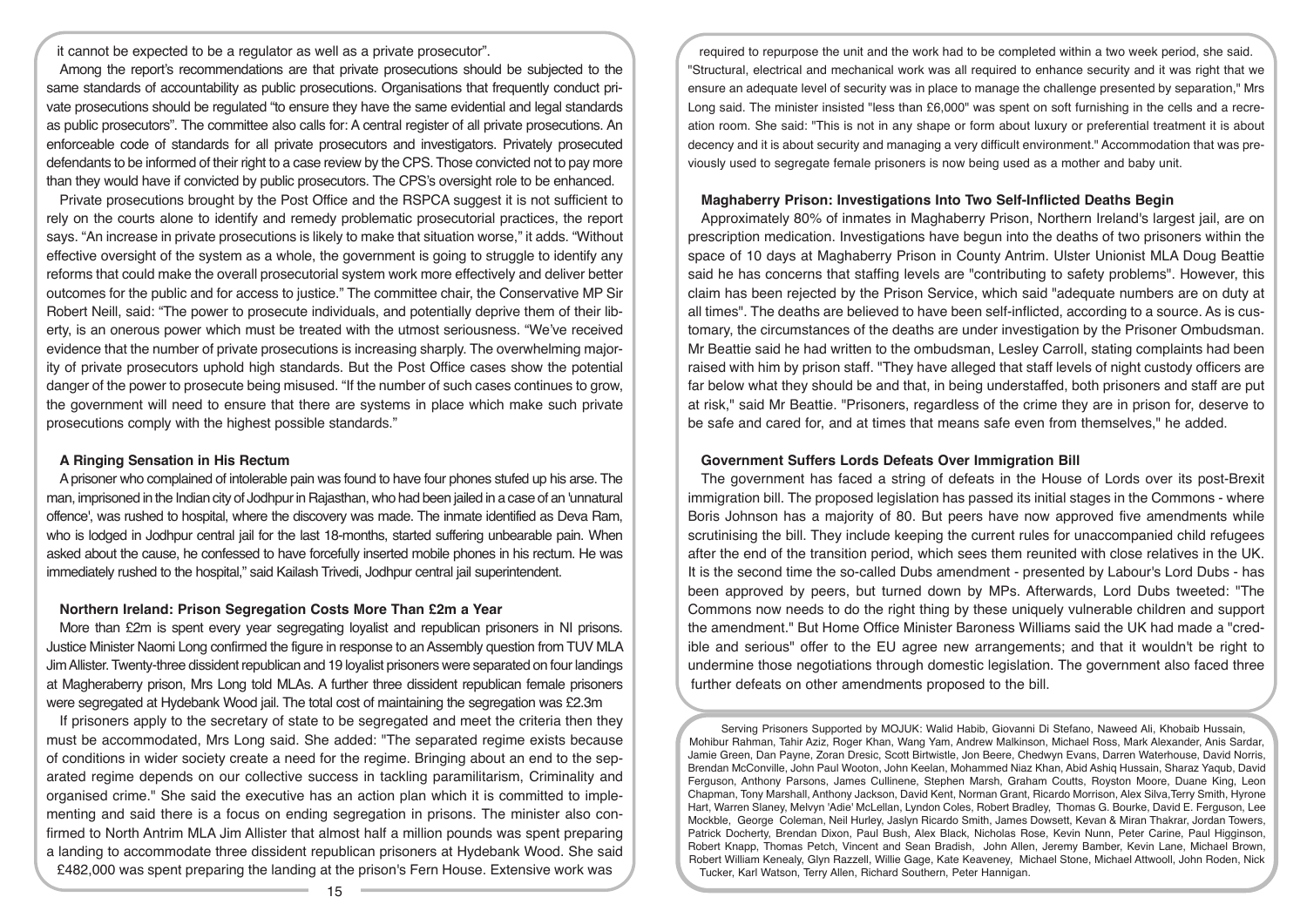it cannot be expected to be a regulator as well as a private prosecutor".

Among the report's recommendations are that private prosecutions should be subjected to the same standards of accountability as public prosecutions. Organisations that frequently conduct private prosecutions should be regulated "to ensure they have the same evidential and legal standards as public prosecutors". The committee also calls for: A central register of all private prosecutions. An enforceable code of standards for all private prosecutors and investigators. Privately prosecuted defendants to be informed of their right to a case review by the CPS. Those convicted not to pay more than they would have if convicted by public prosecutors. The CPS's oversight role to be enhanced.

Private prosecutions brought by the Post Office and the RSPCA suggest it is not sufficient to rely on the courts alone to identify and remedy problematic prosecutorial practices, the report says. "An increase in private prosecutions is likely to make that situation worse," it adds. "Without effective oversight of the system as a whole, the government is going to struggle to identify any reforms that could make the overall prosecutorial system work more effectively and deliver better outcomes for the public and for access to justice." The committee chair, the Conservative MP Sir Robert Neill, said: "The power to prosecute individuals, and potentially deprive them of their liberty, is an onerous power which must be treated with the utmost seriousness. "We've received evidence that the number of private prosecutions is increasing sharply. The overwhelming majority of private prosecutors uphold high standards. But the Post Office cases show the potential danger of the power to prosecute being misused. "If the number of such cases continues to grow, the government will need to ensure that there are systems in place which make such private prosecutions comply with the highest possible standards."

### A Ringing Sensation in His Rectum

A prisoner who complained of intolerable pain was found to have four phones stufed up his arse. The man, imprisoned in the Indian city of Jodhpur in Rajasthan, who had been jailed in a case of an 'unnatural offence', was rushed to hospital, where the discovery was made. The inmate identified as Deva Ram, who is lodged in Jodhpur central jail for the last 18-months, started suffering unbearable pain. When asked about the cause, he confessed to have forcefully inserted mobile phones in his rectum. He was immediately rushed to the hospital," said Kailash Trivedi, Jodhpur central jail superintendent.

### Northern Ireland: Prison Segregation Costs More Than £2m a Year

More than £2m is spent every year segregating loyalist and republican prisoners in NI prisons. Justice Minister Naomi Long confirmed the figure in response to an Assembly question from TUV MLA Jim Allister. Twenty-three dissident republican and 19 loyalist prisoners were separated on four landings at Magheraberry prison, Mrs Long told MLAs. A further three dissident republican female prisoners were segregated at Hydebank Wood jail. The total cost of maintaining the segregation was £2.3m

If prisoners apply to the secretary of state to be segregated and meet the criteria then they must be accommodated, Mrs Long said. She added: "The separated regime exists because of conditions in wider society create a need for the regime. Bringing about an end to the separated regime depends on our collective success in tackling paramilitarism, Criminality and organised crime." She said the executive has an action plan which it is committed to implementing and said there is a focus on ending segregation in prisons. The minister also confirmed to North Antrim MLA Jim Allister that almost half a million pounds was spent preparing a landing to accommodate three dissident republican prisoners at Hydebank Wood. She said £482,000 was spent preparing the landing at the prison's Fern House. Extensive work was required to repurpose the unit and the work had to be completed within a two week period, she said. "Structural, electrical and mechanical work was all required to enhance security and it was right that we ensure an adequate level of security was in place to manage the challenge presented by separation," Mrs Long said. The minister insisted "less than £6,000" was spent on soft furnishing in the cells and a recreation room. She said: "This is not in any shape or form about luxury or preferential treatment it is about decency and it is about security and managing a very difficult environment." Accommodation that was previously used to segregate female prisoners is now being used as a mother and baby unit.

### Maghaberry Prison: Investigations Into Two Self-Inflicted Deaths Begin

Approximately 80% of inmates in Maghaberry Prison, Northern Ireland's largest jail, are on prescription medication. Investigations have begun into the deaths of two prisoners within the space of 10 days at Maghaberry Prison in County Antrim. Ulster Unionist MLA Doug Beattie said he has concerns that staffing levels are "contributing to safety problems". However, this claim has been rejected by the Prison Service, which said "adequate numbers are on duty at all times". The deaths are believed to have been self-inflicted, according to a source. As is customary, the circumstances of the deaths are under investigation by the Prisoner Ombudsman. Mr Beattie said he had written to the ombudsman, Lesley Carroll, stating complaints had been raised with him by prison staff. "They have alleged that staff levels of night custody officers are far below what they should be and that, in being understaffed, both prisoners and staff are put at risk," said Mr Beattie. "Prisoners, regardless of the crime they are in prison for, deserve to be safe and cared for, and at times that means safe even from themselves," he added.

### Government Suffers Lords Defeats Over Immigration Bill

The government has faced a string of defeats in the House of Lords over its post-Brexit immigration bill. The proposed legislation has passed its initial stages in the Commons - where Boris Johnson has a majority of 80. But peers have now approved five amendments while scrutinising the bill. They include keeping the current rules for unaccompanied child refugees after the end of the transition period, which sees them reunited with close relatives in the UK. It is the second time the so-called Dubs amendment - presented by Labour's Lord Dubs - has been approved by peers, but turned down by MPs. Afterwards, Lord Dubs tweeted: "The Commons now needs to do the right thing by these uniquely vulnerable children and support the amendment." But Home Office Minister Baroness Williams said the UK had made a "credible and serious" offer to the EU agree new arrangements; and that it wouldn't be right to undermine those negotiations through domestic legislation. The government also faced three further defeats on other amendments proposed to the bill.

Serving Prisoners Supported by MOJUK: Walid Habib, Giovanni Di Stefano, Naweed Ali, Khobaib Hussain, Mohibur Rahman, Tahir Aziz, Roger Khan, Wang Yam, Andrew Malkinson, Michael Ross, Mark Alexander, Anis Sardar, Jamie Green, Dan Payne, Zoran Dresic, Scott Birtwistle, Jon Beere, Chedwyn Evans, Darren Waterhouse, David Norris, Brendan McConville, John Paul Wooton, John Keelan, Mohammed Niaz Khan, Abid Ashiq Hussain, Sharaz Yaqub, David Ferguson, Anthony Parsons, James Cullinene, Stephen Marsh, Graham Coutts, Royston Moore, Duane King, Leon Chapman, Tony Marshall, Anthony Jackson, David Kent, Norman Grant, Ricardo Morrison, Alex Silva,Terry Smith, Hyrone Hart, Warren Slaney, Melvyn 'Adie' McLellan, Lyndon Coles, Robert Bradley, Thomas G. Bourke, David E. Ferguson, Lee Mockble, George Coleman, Neil Hurley, Jaslyn Ricardo Smith, James Dowsett, Kevan & Miran Thakrar, Jordan Towers, Patrick Docherty, Brendan Dixon, Paul Bush, Alex Black, Nicholas Rose, Kevin Nunn, Peter Carine, Paul Higginson, Robert Knapp, Thomas Petch, Vincent and Sean Bradish, John Allen, Jeremy Bamber, Kevin Lane, Michael Brown, Robert William Kenealy, Glyn Razzell, Willie Gage, Kate Keaveney, Michael Stone, Michael Attwooll, John Roden, Nick Tucker, Karl Watson, Terry Allen, Richard Southern, Peter Hannigan.